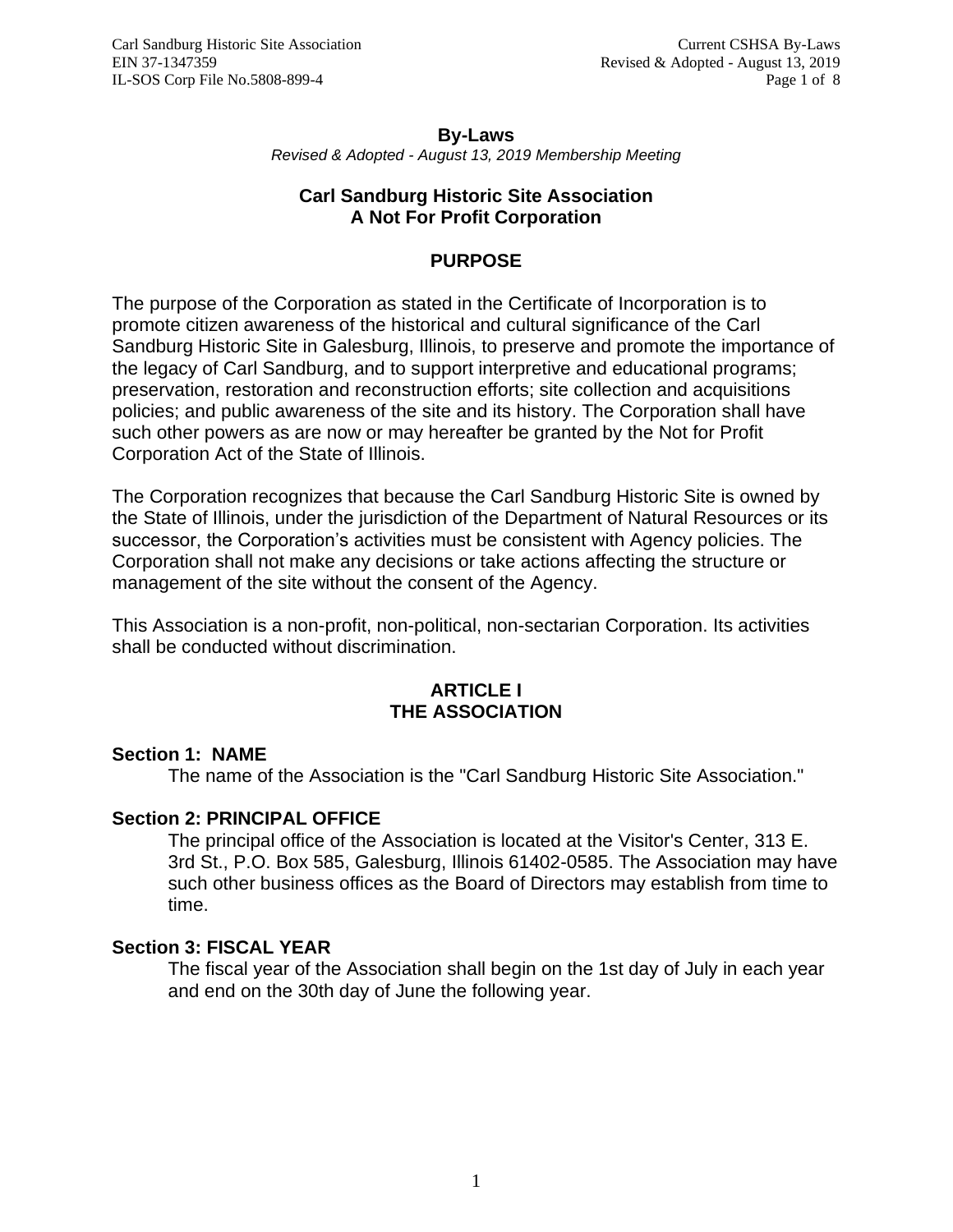# By-Laws

*Revised & Adopted - August 13, 2019 Membership Meeting*

## Carl Sandburg Historic Site Association
## A Not For Profit Corporation

## PURPOSE

The purpose of the Corporation as stated in the Certificate of Incorporation is to promote citizen awareness of the historical and cultural significance of the Carl Sandburg Historic Site in Galesburg, Illinois, to preserve and promote the importance of the legacy of Carl Sandburg, and to support interpretive and educational programs; preservation, restoration and reconstruction efforts; site collection and acquisitions policies; and public awareness of the site and its history. The Corporation shall have such other powers as are now or may hereafter be granted by the Not for Profit Corporation Act of the State of Illinois.

The Corporation recognizes that because the Carl Sandburg Historic Site is owned by the State of Illinois, under the jurisdiction of the Department of Natural Resources or its successor, the Corporation's activities must be consistent with Agency policies. The Corporation shall not make any decisions or take actions affecting the structure or management of the site without the consent of the Agency.

This Association is a non-profit, non-political, non-sectarian Corporation. Its activities shall be conducted without discrimination.

## ARTICLE I
## THE ASSOCIATION

### Section 1: NAME

The name of the Association is the "Carl Sandburg Historic Site Association."

### Section 2: PRINCIPAL OFFICE

The principal office of the Association is located at the Visitor's Center, 313 E. 3rd St., P.O. Box 585, Galesburg, Illinois 61402-0585. The Association may have such other business offices as the Board of Directors may establish from time to time.

### Section 3: FISCAL YEAR

The fiscal year of the Association shall begin on the 1st day of July in each year and end on the 30th day of June the following year.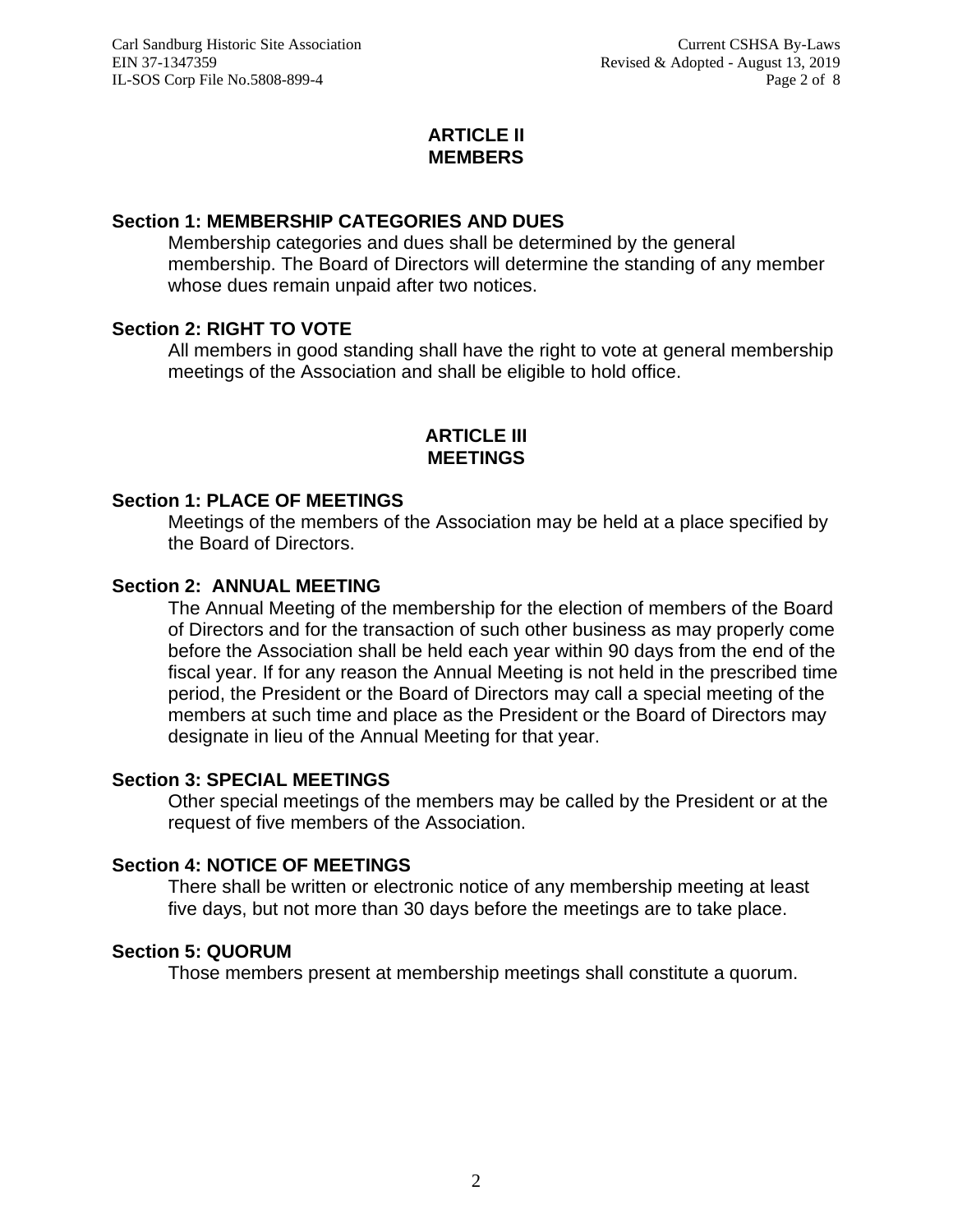## ARTICLE II
## MEMBERS

### Section 1: MEMBERSHIP CATEGORIES AND DUES

Membership categories and dues shall be determined by the general membership. The Board of Directors will determine the standing of any member whose dues remain unpaid after two notices.

### Section 2: RIGHT TO VOTE

All members in good standing shall have the right to vote at general membership meetings of the Association and shall be eligible to hold office.

## ARTICLE III
## MEETINGS

### Section 1: PLACE OF MEETINGS

Meetings of the members of the Association may be held at a place specified by the Board of Directors.

### Section 2: ANNUAL MEETING

The Annual Meeting of the membership for the election of members of the Board of Directors and for the transaction of such other business as may properly come before the Association shall be held each year within 90 days from the end of the fiscal year. If for any reason the Annual Meeting is not held in the prescribed time period, the President or the Board of Directors may call a special meeting of the members at such time and place as the President or the Board of Directors may designate in lieu of the Annual Meeting for that year.

### Section 3: SPECIAL MEETINGS

Other special meetings of the members may be called by the President or at the request of five members of the Association.

### Section 4: NOTICE OF MEETINGS

There shall be written or electronic notice of any membership meeting at least five days, but not more than 30 days before the meetings are to take place.

### Section 5: QUORUM

Those members present at membership meetings shall constitute a quorum.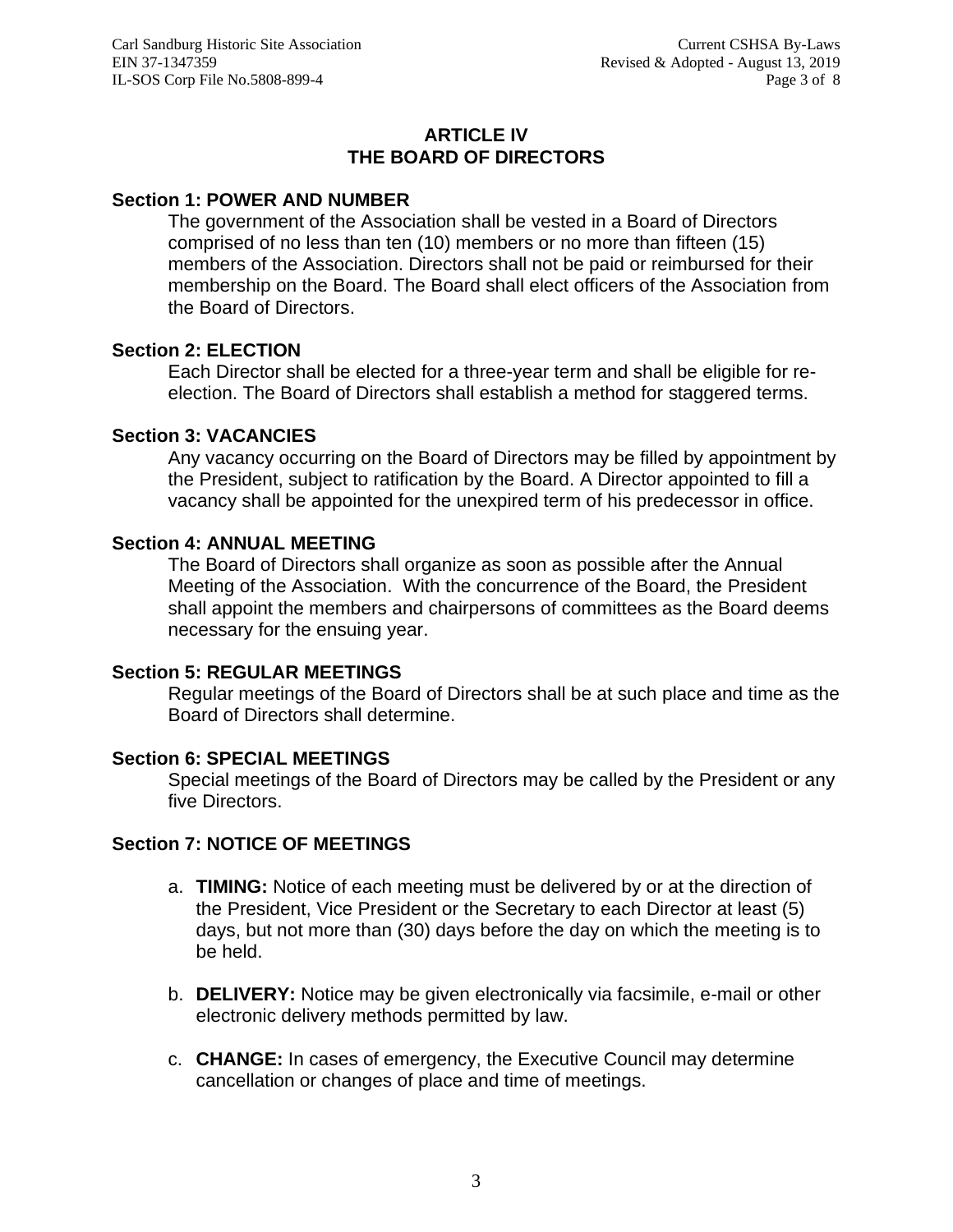## ARTICLE IV
## THE BOARD OF DIRECTORS

### Section 1: POWER AND NUMBER

The government of the Association shall be vested in a Board of Directors comprised of no less than ten (10) members or no more than fifteen (15) members of the Association. Directors shall not be paid or reimbursed for their membership on the Board. The Board shall elect officers of the Association from the Board of Directors.

### Section 2: ELECTION

Each Director shall be elected for a three-year term and shall be eligible for re-election. The Board of Directors shall establish a method for staggered terms.

### Section 3: VACANCIES

Any vacancy occurring on the Board of Directors may be filled by appointment by the President, subject to ratification by the Board. A Director appointed to fill a vacancy shall be appointed for the unexpired term of his predecessor in office.

### Section 4: ANNUAL MEETING

The Board of Directors shall organize as soon as possible after the Annual Meeting of the Association. With the concurrence of the Board, the President shall appoint the members and chairpersons of committees as the Board deems necessary for the ensuing year.

### Section 5: REGULAR MEETINGS

Regular meetings of the Board of Directors shall be at such place and time as the Board of Directors shall determine.

### Section 6: SPECIAL MEETINGS

Special meetings of the Board of Directors may be called by the President or any five Directors.

### Section 7: NOTICE OF MEETINGS

a. **TIMING:** Notice of each meeting must be delivered by or at the direction of the President, Vice President or the Secretary to each Director at least (5) days, but not more than (30) days before the day on which the meeting is to be held.

b. **DELIVERY:** Notice may be given electronically via facsimile, e-mail or other electronic delivery methods permitted by law.

c. **CHANGE:** In cases of emergency, the Executive Council may determine cancellation or changes of place and time of meetings.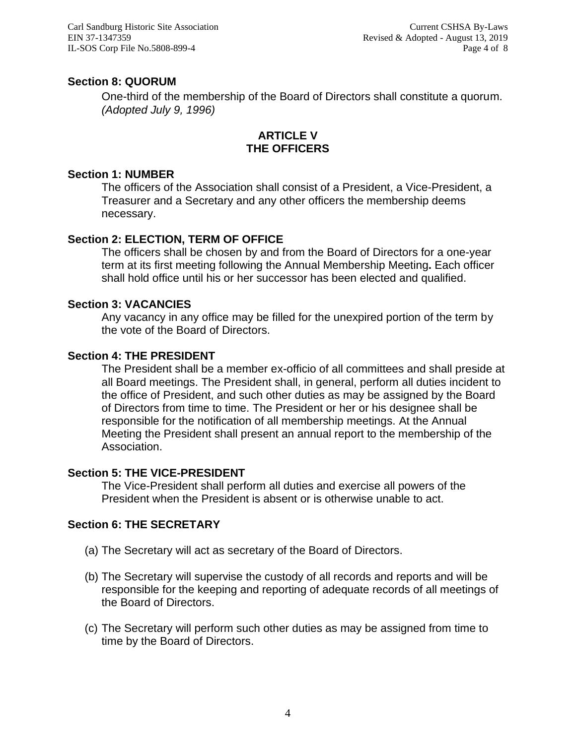**Section 8: QUORUM**

One-third of the membership of the Board of Directors shall constitute a quorum. *(Adopted July 9, 1996)*

## ARTICLE V
## THE OFFICERS

**Section 1: NUMBER**

The officers of the Association shall consist of a President, a Vice-President, a Treasurer and a Secretary and any other officers the membership deems necessary.

**Section 2: ELECTION, TERM OF OFFICE**

The officers shall be chosen by and from the Board of Directors for a one-year term at its first meeting following the Annual Membership Meeting**.** Each officer shall hold office until his or her successor has been elected and qualified.

**Section 3: VACANCIES**

Any vacancy in any office may be filled for the unexpired portion of the term by the vote of the Board of Directors.

**Section 4: THE PRESIDENT**

The President shall be a member ex-officio of all committees and shall preside at all Board meetings. The President shall, in general, perform all duties incident to the office of President, and such other duties as may be assigned by the Board of Directors from time to time. The President or her or his designee shall be responsible for the notification of all membership meetings. At the Annual Meeting the President shall present an annual report to the membership of the Association.

**Section 5: THE VICE-PRESIDENT**

The Vice-President shall perform all duties and exercise all powers of the President when the President is absent or is otherwise unable to act.

**Section 6: THE SECRETARY**

(a) The Secretary will act as secretary of the Board of Directors.

(b) The Secretary will supervise the custody of all records and reports and will be responsible for the keeping and reporting of adequate records of all meetings of the Board of Directors.

(c) The Secretary will perform such other duties as may be assigned from time to time by the Board of Directors.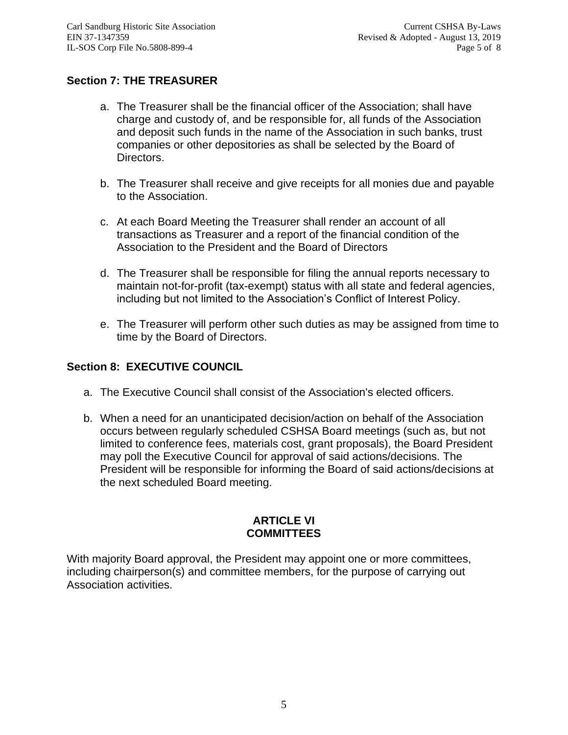### Section 7: THE TREASURER

a. The Treasurer shall be the financial officer of the Association; shall have charge and custody of, and be responsible for, all funds of the Association and deposit such funds in the name of the Association in such banks, trust companies or other depositories as shall be selected by the Board of Directors.

b. The Treasurer shall receive and give receipts for all monies due and payable to the Association.

c. At each Board Meeting the Treasurer shall render an account of all transactions as Treasurer and a report of the financial condition of the Association to the President and the Board of Directors

d. The Treasurer shall be responsible for filing the annual reports necessary to maintain not-for-profit (tax-exempt) status with all state and federal agencies, including but not limited to the Association's Conflict of Interest Policy.

e. The Treasurer will perform other such duties as may be assigned from time to time by the Board of Directors.

### Section 8: EXECUTIVE COUNCIL

a. The Executive Council shall consist of the Association's elected officers.

b. When a need for an unanticipated decision/action on behalf of the Association occurs between regularly scheduled CSHSA Board meetings (such as, but not limited to conference fees, materials cost, grant proposals), the Board President may poll the Executive Council for approval of said actions/decisions. The President will be responsible for informing the Board of said actions/decisions at the next scheduled Board meeting.

## ARTICLE VI
## COMMITTEES

With majority Board approval, the President may appoint one or more committees, including chairperson(s) and committee members, for the purpose of carrying out Association activities.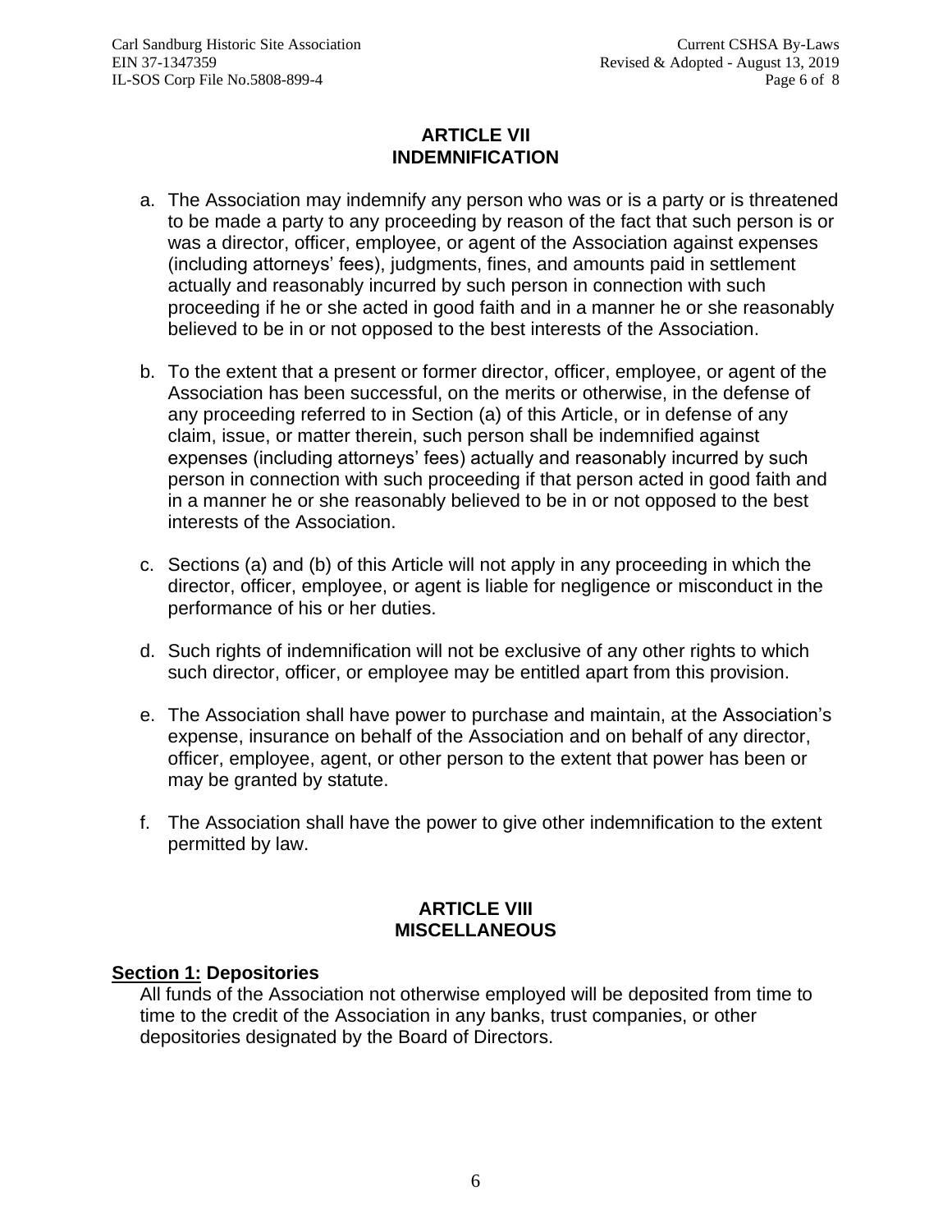## ARTICLE VII
## INDEMNIFICATION

a. The Association may indemnify any person who was or is a party or is threatened to be made a party to any proceeding by reason of the fact that such person is or was a director, officer, employee, or agent of the Association against expenses (including attorneys' fees), judgments, fines, and amounts paid in settlement actually and reasonably incurred by such person in connection with such proceeding if he or she acted in good faith and in a manner he or she reasonably believed to be in or not opposed to the best interests of the Association.

b. To the extent that a present or former director, officer, employee, or agent of the Association has been successful, on the merits or otherwise, in the defense of any proceeding referred to in Section (a) of this Article, or in defense of any claim, issue, or matter therein, such person shall be indemnified against expenses (including attorneys' fees) actually and reasonably incurred by such person in connection with such proceeding if that person acted in good faith and in a manner he or she reasonably believed to be in or not opposed to the best interests of the Association.

c. Sections (a) and (b) of this Article will not apply in any proceeding in which the director, officer, employee, or agent is liable for negligence or misconduct in the performance of his or her duties.

d. Such rights of indemnification will not be exclusive of any other rights to which such director, officer, or employee may be entitled apart from this provision.

e. The Association shall have power to purchase and maintain, at the Association's expense, insurance on behalf of the Association and on behalf of any director, officer, employee, agent, or other person to the extent that power has been or may be granted by statute.

f. The Association shall have the power to give other indemnification to the extent permitted by law.

## ARTICLE VIII
## MISCELLANEOUS

**Section 1: Depositories**

All funds of the Association not otherwise employed will be deposited from time to time to the credit of the Association in any banks, trust companies, or other depositories designated by the Board of Directors.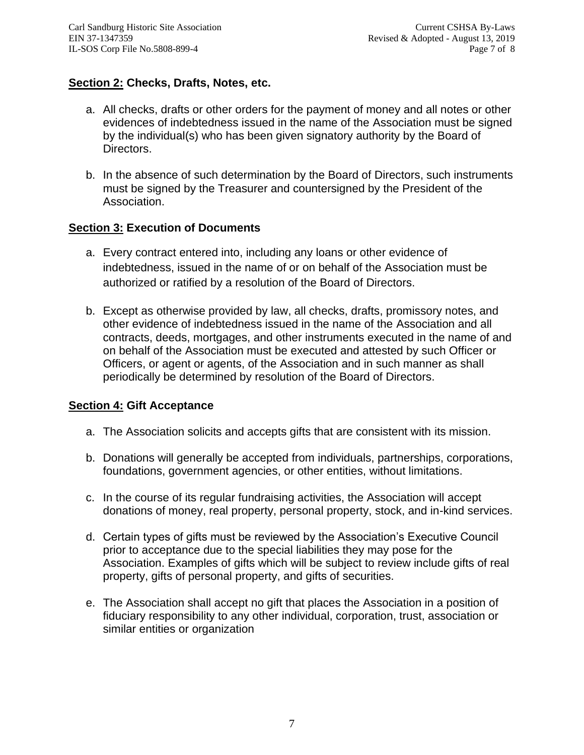## **Section 2:** Checks, Drafts, Notes, etc.

a. All checks, drafts or other orders for the payment of money and all notes or other evidences of indebtedness issued in the name of the Association must be signed by the individual(s) who has been given signatory authority by the Board of Directors.

b. In the absence of such determination by the Board of Directors, such instruments must be signed by the Treasurer and countersigned by the President of the Association.

## **Section 3:** Execution of Documents

a. Every contract entered into, including any loans or other evidence of indebtedness, issued in the name of or on behalf of the Association must be authorized or ratified by a resolution of the Board of Directors.

b. Except as otherwise provided by law, all checks, drafts, promissory notes, and other evidence of indebtedness issued in the name of the Association and all contracts, deeds, mortgages, and other instruments executed in the name of and on behalf of the Association must be executed and attested by such Officer or Officers, or agent or agents, of the Association and in such manner as shall periodically be determined by resolution of the Board of Directors.

## **Section 4:** Gift Acceptance

a. The Association solicits and accepts gifts that are consistent with its mission.

b. Donations will generally be accepted from individuals, partnerships, corporations, foundations, government agencies, or other entities, without limitations.

c. In the course of its regular fundraising activities, the Association will accept donations of money, real property, personal property, stock, and in-kind services.

d. Certain types of gifts must be reviewed by the Association's Executive Council prior to acceptance due to the special liabilities they may pose for the Association. Examples of gifts which will be subject to review include gifts of real property, gifts of personal property, and gifts of securities.

e. The Association shall accept no gift that places the Association in a position of fiduciary responsibility to any other individual, corporation, trust, association or similar entities or organization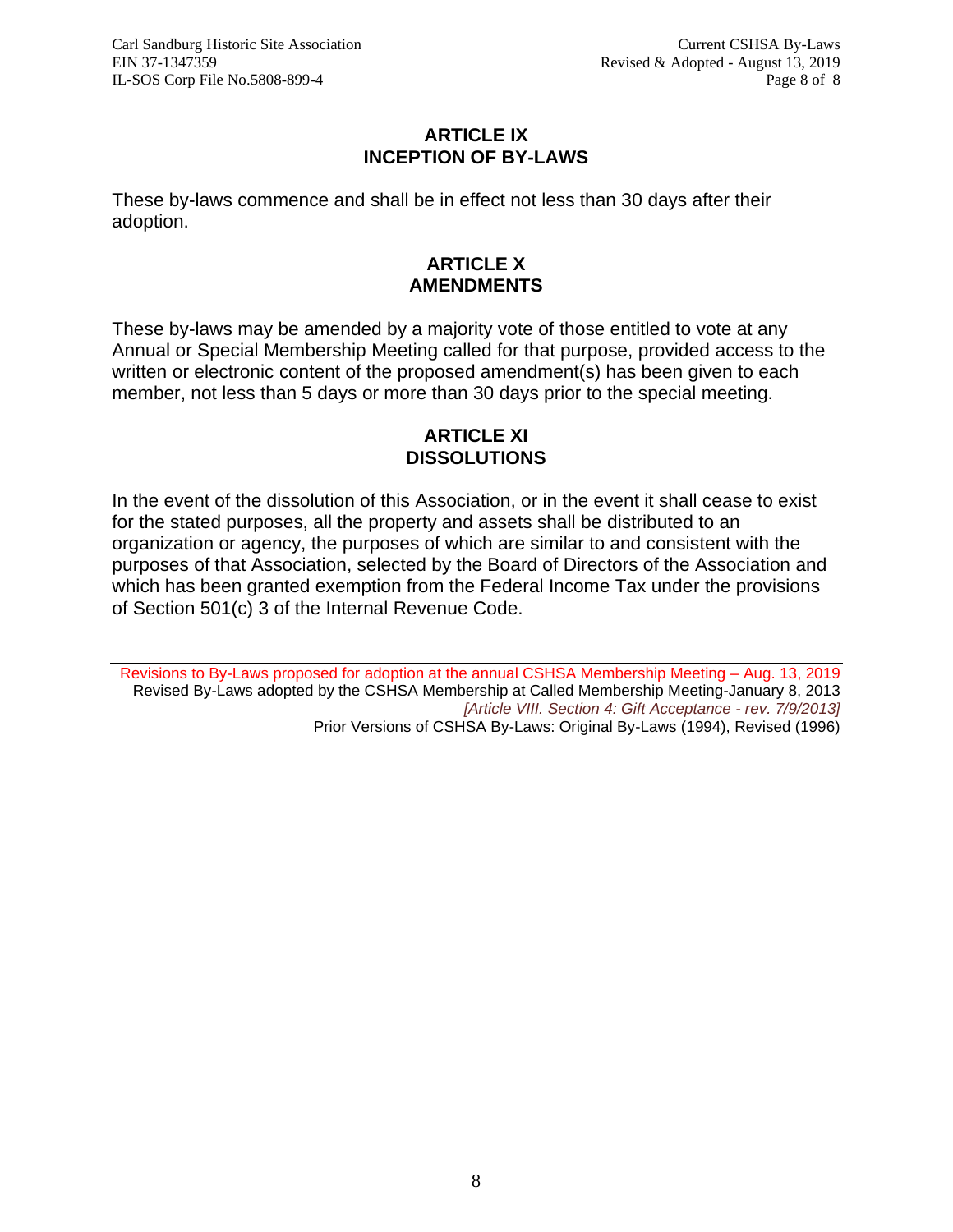## ARTICLE IX
## INCEPTION OF BY-LAWS

These by-laws commence and shall be in effect not less than 30 days after their adoption.

## ARTICLE X
## AMENDMENTS

These by-laws may be amended by a majority vote of those entitled to vote at any Annual or Special Membership Meeting called for that purpose, provided access to the written or electronic content of the proposed amendment(s) has been given to each member, not less than 5 days or more than 30 days prior to the special meeting.

## ARTICLE XI
## DISSOLUTIONS

In the event of the dissolution of this Association, or in the event it shall cease to exist for the stated purposes, all the property and assets shall be distributed to an organization or agency, the purposes of which are similar to and consistent with the purposes of that Association, selected by the Board of Directors of the Association and which has been granted exemption from the Federal Income Tax under the provisions of Section 501(c) 3 of the Internal Revenue Code.

---

Revisions to By-Laws proposed for adoption at the annual CSHSA Membership Meeting – Aug. 13, 2019
Revised By-Laws adopted by the CSHSA Membership at Called Membership Meeting-January 8, 2013
*[Article VIII. Section 4: Gift Acceptance - rev. 7/9/2013]*
Prior Versions of CSHSA By-Laws: Original By-Laws (1994), Revised (1996)